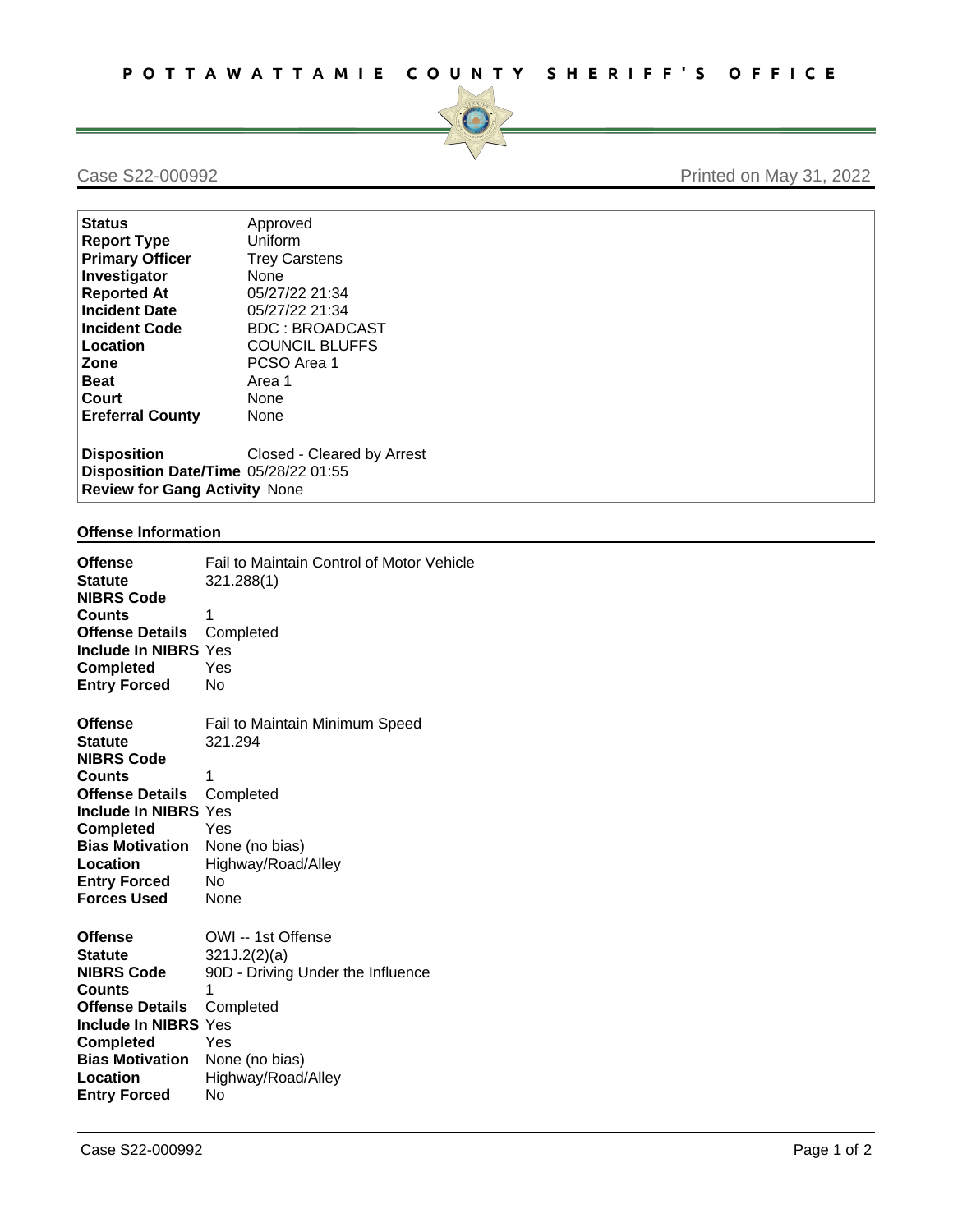# POTTAWATTAMIE COUNTY SHERIFF'S OFFICE

Case S22-000992 | Printed on May 31, 2022

| | |
|---|---|
| **Status** | Approved |
| **Report Type** | Uniform |
| **Primary Officer** | Trey Carstens |
| **Investigator** | None |
| **Reported At** | 05/27/22 21:34 |
| **Incident Date** | 05/27/22 21:34 |
| **Incident Code** | BDC : BROADCAST |
| **Location** | COUNCIL BLUFFS |
| **Zone** | PCSO Area 1 |
| **Beat** | Area 1 |
| **Court** | None |
| **Ereferral County** | None |
| **Disposition** | Closed - Cleared by Arrest |
| **Disposition Date/Time** | 05/28/22 01:55 |
| **Review for Gang Activity** | None |

## Offense Information

| | |
|---|---|
| **Offense** | Fail to Maintain Control of Motor Vehicle |
| **Statute** | 321.288(1) |
| **NIBRS Code** | |
| **Counts** | 1 |
| **Offense Details** | Completed |
| **Include In NIBRS** | Yes |
| **Completed** | Yes |
| **Entry Forced** | No |

| | |
|---|---|
| **Offense** | Fail to Maintain Minimum Speed |
| **Statute** | 321.294 |
| **NIBRS Code** | |
| **Counts** | 1 |
| **Offense Details** | Completed |
| **Include In NIBRS** | Yes |
| **Completed** | Yes |
| **Bias Motivation** | None (no bias) |
| **Location** | Highway/Road/Alley |
| **Entry Forced** | No |
| **Forces Used** | None |

| | |
|---|---|
| **Offense** | OWI -- 1st Offense |
| **Statute** | 321J.2(2)(a) |
| **NIBRS Code** | 90D - Driving Under the Influence |
| **Counts** | 1 |
| **Offense Details** | Completed |
| **Include In NIBRS** | Yes |
| **Completed** | Yes |
| **Bias Motivation** | None (no bias) |
| **Location** | Highway/Road/Alley |
| **Entry Forced** | No |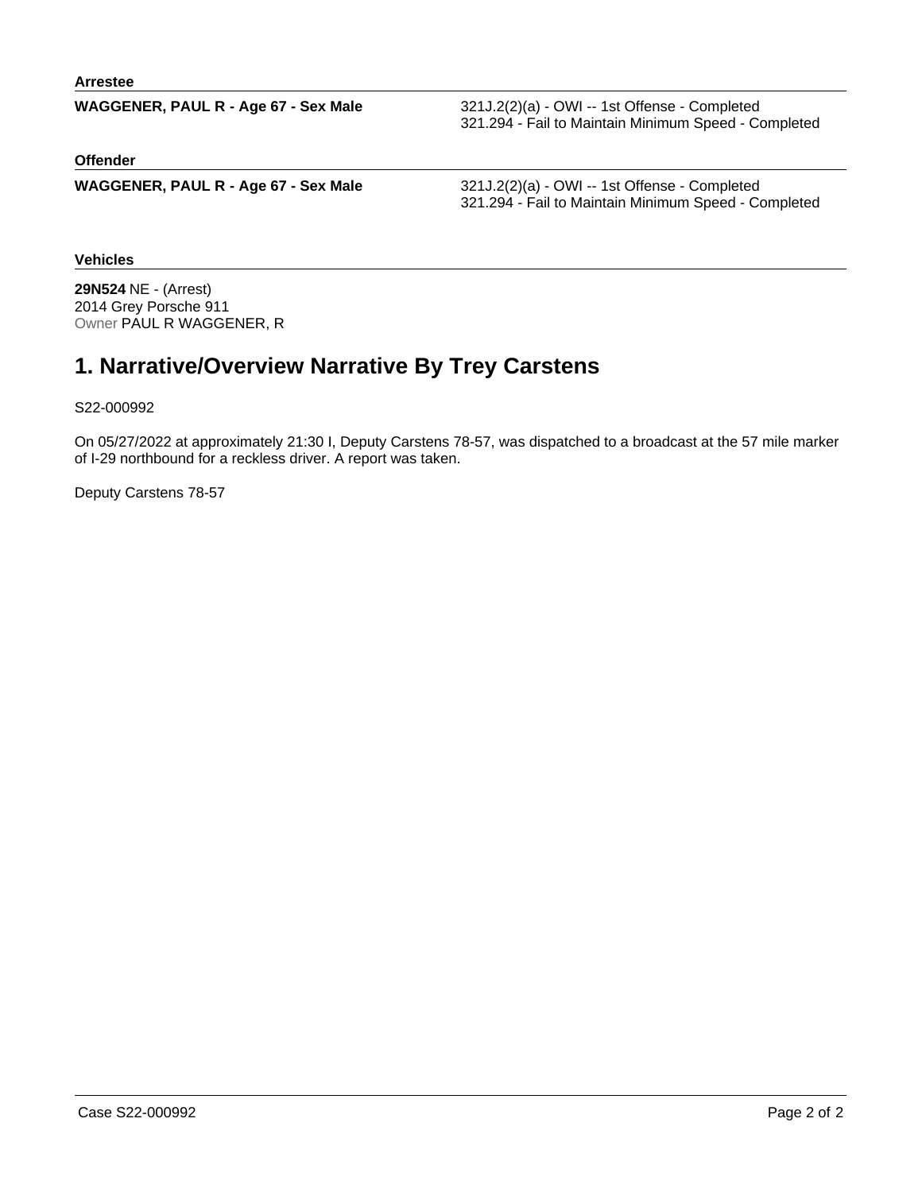**Arrestee**

| | |
|---|---|
| **WAGGENER, PAUL R - Age 67 - Sex Male** | 321J.2(2)(a) - OWI -- 1st Offense - Completed<br>321.294 - Fail to Maintain Minimum Speed - Completed |

**Offender**

| | |
|---|---|
| **WAGGENER, PAUL R - Age 67 - Sex Male** | 321J.2(2)(a) - OWI -- 1st Offense - Completed<br>321.294 - Fail to Maintain Minimum Speed - Completed |

**Vehicles**

**29N524** NE - (Arrest)
2014 Grey Porsche 911
Owner PAUL R WAGGENER, R

## 1. Narrative/Overview Narrative By Trey Carstens

S22-000992

On 05/27/2022 at approximately 21:30 I, Deputy Carstens 78-57, was dispatched to a broadcast at the 57 mile marker of I-29 northbound for a reckless driver. A report was taken.

Deputy Carstens 78-57